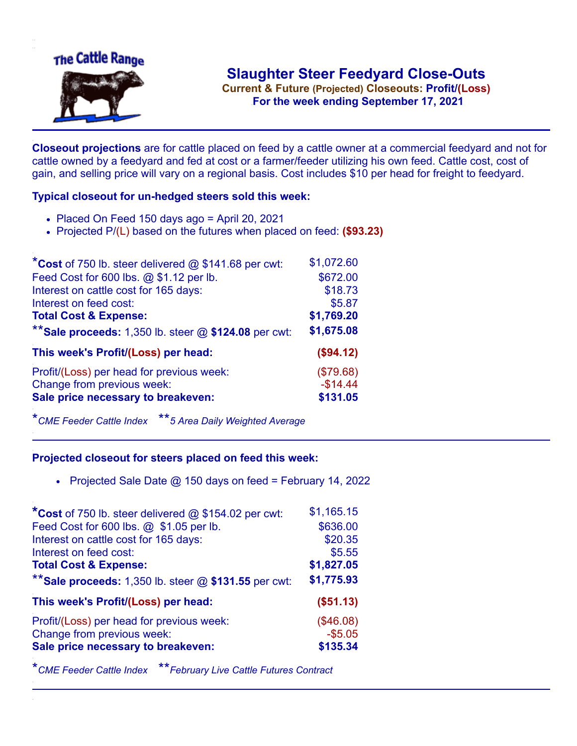The Cattle Range

# Slaughter Steer Feedyard Close-Outs

**Current & Future (Projected) Closeouts: Profit/(Loss)**

**For the week ending September 17, 2021**

**Closeout projections** are for cattle placed on feed by a cattle owner at a commercial feedyard and not for cattle owned by a feedyard and fed at cost or a farmer/feeder utilizing his own feed. Cattle cost, cost of gain, and selling price will vary on a regional basis. Cost includes $10 per head for freight to feedyard.

### Typical closeout for un-hedged steers sold this week:

- Placed On Feed 150 days ago = April 20, 2021
- Projected P/(L) based on the futures when placed on feed: **($93.23)**

| | |
|---|---|
| ***Cost** of 750 lb. steer delivered @ $141.68 per cwt: | $1,072.60 |
| Feed Cost for 600 lbs. @ $1.12 per lb. | $672.00 |
| Interest on cattle cost for 165 days: | $18.73 |
| Interest on feed cost: | $5.87 |
| **Total Cost & Expense:** | **$1,769.20** |
| ****Sale proceeds:** 1,350 lb. steer @ **$124.08** per cwt: | **$1,675.08** |
| **This week's Profit/(Loss) per head:** | **($94.12)** |
| Profit/(Loss) per head for previous week: | ($79.68) |
| Change from previous week: | -$14.44 |
| **Sale price necessary to breakeven:** | **$131.05** |

**CME Feeder Cattle Index* ***5 Area Daily Weighted Average*

### Projected closeout for steers placed on feed this week:

- Projected Sale Date @ 150 days on feed = February 14, 2022

| | |
|---|---|
| ***Cost** of 750 lb. steer delivered @ $154.02 per cwt: | $1,165.15 |
| Feed Cost for 600 lbs. @ $1.05 per lb. | $636.00 |
| Interest on cattle cost for 165 days: | $20.35 |
| Interest on feed cost: | $5.55 |
| **Total Cost & Expense:** | **$1,827.05** |
| ****Sale proceeds:** 1,350 lb. steer @ **$131.55** per cwt: | **$1,775.93** |
| **This week's Profit/(Loss) per head:** | **($51.13)** |
| Profit/(Loss) per head for previous week: | ($46.08) |
| Change from previous week: | -$5.05 |
| **Sale price necessary to breakeven:** | **$135.34** |

**CME Feeder Cattle Index* ***February Live Cattle Futures Contract*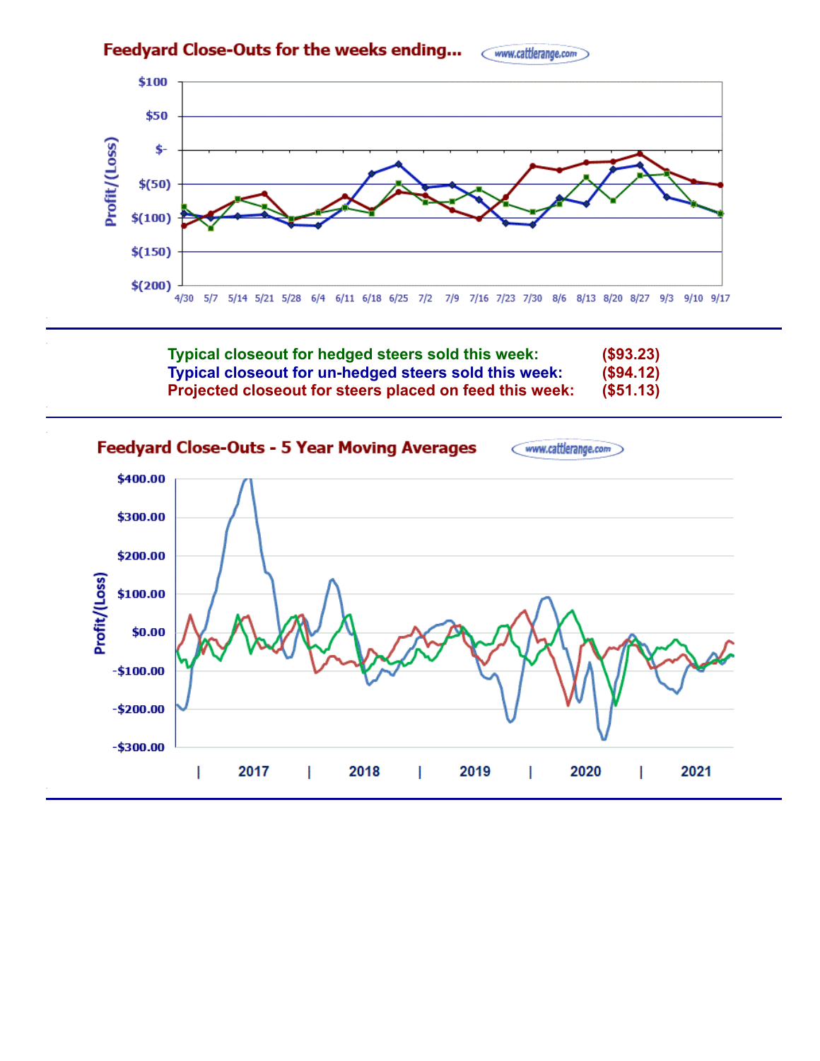## Feedyard Close-Outs for the weeks ending...

www.cattlerange.com

Profit/(Loss)

$100
$50
$-
$(50)
$(100)
$(150)
$(200)

4/30 5/7 5/14 5/21 5/28 6/4 6/11 6/18 6/25 7/2 7/9 7/16 7/23 7/30 8/6 8/13 8/20 8/27 9/3 9/10 9/17

| | |
|---|---|
| Typical closeout for hedged steers sold this week: | ($93.23) |
| Typical closeout for un-hedged steers sold this week: | ($94.12) |
| Projected closeout for steers placed on feed this week: | ($51.13) |

## Feedyard Close-Outs - 5 Year Moving Averages

www.cattlerange.com

Profit/(Loss)

$400.00
$300.00
$200.00
$100.00
$0.00
-$100.00
-$200.00
-$300.00

| 2017 | 2018 | 2019 | 2020 | 2021